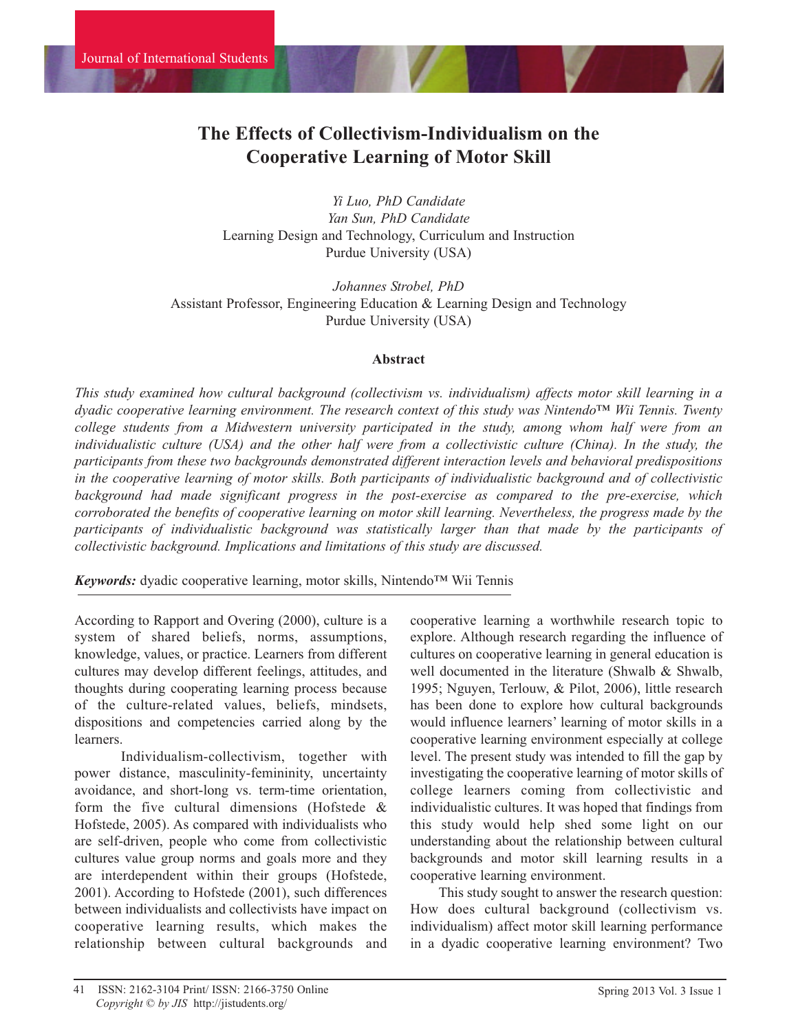# The Effects of Collectivism-Individualism on the Cooperative Learning of Motor Skill

*Yi Luo, PhD Candidate*
*Yan Sun, PhD Candidate*
Learning Design and Technology, Curriculum and Instruction
Purdue University (USA)

*Johannes Strobel, PhD*
Assistant Professor, Engineering Education & Learning Design and Technology
Purdue University (USA)

### Abstract

*This study examined how cultural background (collectivism vs. individualism) affects motor skill learning in a dyadic cooperative learning environment. The research context of this study was Nintendo™ Wii Tennis. Twenty college students from a Midwestern university participated in the study, among whom half were from an individualistic culture (USA) and the other half were from a collectivistic culture (China). In the study, the participants from these two backgrounds demonstrated different interaction levels and behavioral predispositions in the cooperative learning of motor skills. Both participants of individualistic background and of collectivistic background had made significant progress in the post-exercise as compared to the pre-exercise, which corroborated the benefits of cooperative learning on motor skill learning. Nevertheless, the progress made by the participants of individualistic background was statistically larger than that made by the participants of collectivistic background. Implications and limitations of this study are discussed.*

***Keywords:*** dyadic cooperative learning, motor skills, Nintendo™ Wii Tennis

According to Rapport and Overing (2000), culture is a system of shared beliefs, norms, assumptions, knowledge, values, or practice. Learners from different cultures may develop different feelings, attitudes, and thoughts during cooperating learning process because of the culture-related values, beliefs, mindsets, dispositions and competencies carried along by the learners.

Individualism-collectivism, together with power distance, masculinity-femininity, uncertainty avoidance, and short-long vs. term-time orientation, form the five cultural dimensions (Hofstede & Hofstede, 2005). As compared with individualists who are self-driven, people who come from collectivistic cultures value group norms and goals more and they are interdependent within their groups (Hofstede, 2001). According to Hofstede (2001), such differences between individualists and collectivists have impact on cooperative learning results, which makes the relationship between cultural backgrounds and cooperative learning a worthwhile research topic to explore. Although research regarding the influence of cultures on cooperative learning in general education is well documented in the literature (Shwalb & Shwalb, 1995; Nguyen, Terlouw, & Pilot, 2006), little research has been done to explore how cultural backgrounds would influence learners' learning of motor skills in a cooperative learning environment especially at college level. The present study was intended to fill the gap by investigating the cooperative learning of motor skills of college learners coming from collectivistic and individualistic cultures. It was hoped that findings from this study would help shed some light on our understanding about the relationship between cultural backgrounds and motor skill learning results in a cooperative learning environment.

This study sought to answer the research question: How does cultural background (collectivism vs. individualism) affect motor skill learning performance in a dyadic cooperative learning environment? Two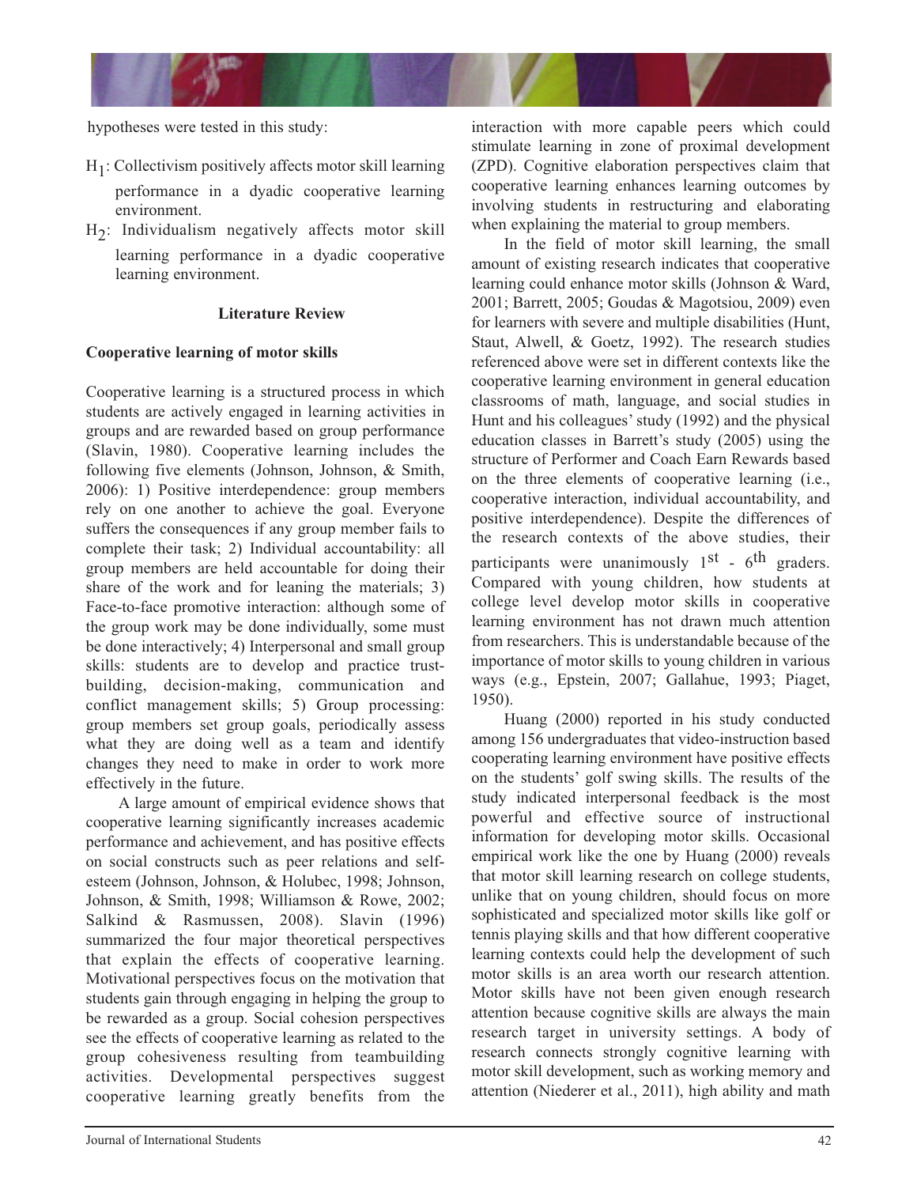hypotheses were tested in this study:

- $H_1$: Collectivism positively affects motor skill learning performance in a dyadic cooperative learning environment.
- $H_2$: Individualism negatively affects motor skill learning performance in a dyadic cooperative learning environment.

## Literature Review

### Cooperative learning of motor skills

Cooperative learning is a structured process in which students are actively engaged in learning activities in groups and are rewarded based on group performance (Slavin, 1980). Cooperative learning includes the following five elements (Johnson, Johnson, & Smith, 2006): 1) Positive interdependence: group members rely on one another to achieve the goal. Everyone suffers the consequences if any group member fails to complete their task; 2) Individual accountability: all group members are held accountable for doing their share of the work and for leaning the materials; 3) Face-to-face promotive interaction: although some of the group work may be done individually, some must be done interactively; 4) Interpersonal and small group skills: students are to develop and practice trust-building, decision-making, communication and conflict management skills; 5) Group processing: group members set group goals, periodically assess what they are doing well as a team and identify changes they need to make in order to work more effectively in the future.

A large amount of empirical evidence shows that cooperative learning significantly increases academic performance and achievement, and has positive effects on social constructs such as peer relations and self-esteem (Johnson, Johnson, & Holubec, 1998; Johnson, Johnson, & Smith, 1998; Williamson & Rowe, 2002; Salkind & Rasmussen, 2008). Slavin (1996) summarized the four major theoretical perspectives that explain the effects of cooperative learning. Motivational perspectives focus on the motivation that students gain through engaging in helping the group to be rewarded as a group. Social cohesion perspectives see the effects of cooperative learning as related to the group cohesiveness resulting from teambuilding activities. Developmental perspectives suggest cooperative learning greatly benefits from the interaction with more capable peers which could stimulate learning in zone of proximal development (ZPD). Cognitive elaboration perspectives claim that cooperative learning enhances learning outcomes by involving students in restructuring and elaborating when explaining the material to group members.

In the field of motor skill learning, the small amount of existing research indicates that cooperative learning could enhance motor skills (Johnson & Ward, 2001; Barrett, 2005; Goudas & Magotsiou, 2009) even for learners with severe and multiple disabilities (Hunt, Staut, Alwell, & Goetz, 1992). The research studies referenced above were set in different contexts like the cooperative learning environment in general education classrooms of math, language, and social studies in Hunt and his colleagues' study (1992) and the physical education classes in Barrett's study (2005) using the structure of Performer and Coach Earn Rewards based on the three elements of cooperative learning (i.e., cooperative interaction, individual accountability, and positive interdependence). Despite the differences of the research contexts of the above studies, their participants were unanimously 1st - 6th graders. Compared with young children, how students at college level develop motor skills in cooperative learning environment has not drawn much attention from researchers. This is understandable because of the importance of motor skills to young children in various ways (e.g., Epstein, 2007; Gallahue, 1993; Piaget, 1950).

Huang (2000) reported in his study conducted among 156 undergraduates that video-instruction based cooperating learning environment have positive effects on the students' golf swing skills. The results of the study indicated interpersonal feedback is the most powerful and effective source of instructional information for developing motor skills. Occasional empirical work like the one by Huang (2000) reveals that motor skill learning research on college students, unlike that on young children, should focus on more sophisticated and specialized motor skills like golf or tennis playing skills and that how different cooperative learning contexts could help the development of such motor skills is an area worth our research attention. Motor skills have not been given enough research attention because cognitive skills are always the main research target in university settings. A body of research connects strongly cognitive learning with motor skill development, such as working memory and attention (Niederer et al., 2011), high ability and math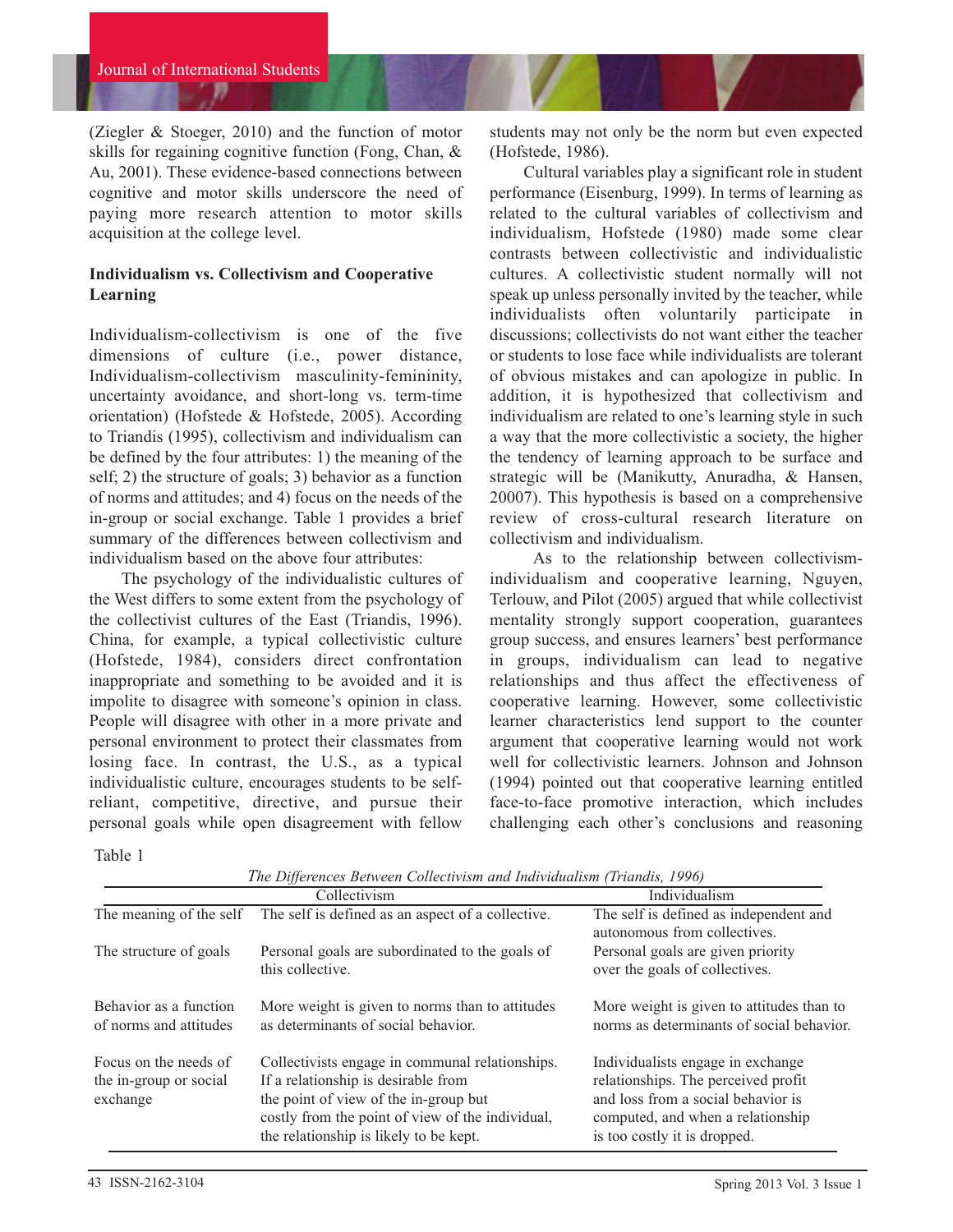(Ziegler & Stoeger, 2010) and the function of motor skills for regaining cognitive function (Fong, Chan, & Au, 2001). These evidence-based connections between cognitive and motor skills underscore the need of paying more research attention to motor skills acquisition at the college level.

### Individualism vs. Collectivism and Cooperative Learning

Individualism-collectivism is one of the five dimensions of culture (i.e., power distance, Individualism-collectivism masculinity-femininity, uncertainty avoidance, and short-long vs. term-time orientation) (Hofstede & Hofstede, 2005). According to Triandis (1995), collectivism and individualism can be defined by the four attributes: 1) the meaning of the self; 2) the structure of goals; 3) behavior as a function of norms and attitudes; and 4) focus on the needs of the in-group or social exchange. Table 1 provides a brief summary of the differences between collectivism and individualism based on the above four attributes:

The psychology of the individualistic cultures of the West differs to some extent from the psychology of the collectivist cultures of the East (Triandis, 1996). China, for example, a typical collectivistic culture (Hofstede, 1984), considers direct confrontation inappropriate and something to be avoided and it is impolite to disagree with someone's opinion in class. People will disagree with other in a more private and personal environment to protect their classmates from losing face. In contrast, the U.S., as a typical individualistic culture, encourages students to be self-reliant, competitive, directive, and pursue their personal goals while open disagreement with fellow students may not only be the norm but even expected (Hofstede, 1986).

Cultural variables play a significant role in student performance (Eisenburg, 1999). In terms of learning as related to the cultural variables of collectivism and individualism, Hofstede (1980) made some clear contrasts between collectivistic and individualistic cultures. A collectivistic student normally will not speak up unless personally invited by the teacher, while individualists often voluntarily participate in discussions; collectivists do not want either the teacher or students to lose face while individualists are tolerant of obvious mistakes and can apologize in public. In addition, it is hypothesized that collectivism and individualism are related to one's learning style in such a way that the more collectivistic a society, the higher the tendency of learning approach to be surface and strategic will be (Manikutty, Anuradha, & Hansen, 20007). This hypothesis is based on a comprehensive review of cross-cultural research literature on collectivism and individualism.

As to the relationship between collectivism-individualism and cooperative learning, Nguyen, Terlouw, and Pilot (2005) argued that while collectivist mentality strongly support cooperation, guarantees group success, and ensures learners' best performance in groups, individualism can lead to negative relationships and thus affect the effectiveness of cooperative learning. However, some collectivistic learner characteristics lend support to the counter argument that cooperative learning would not work well for collectivistic learners. Johnson and Johnson (1994) pointed out that cooperative learning entitled face-to-face promotive interaction, which includes challenging each other's conclusions and reasoning

Table 1

*The Differences Between Collectivism and Individualism (Triandis, 1996)*

| | Collectivism | Individualism |
|---|---|---|
| The meaning of the self | The self is defined as an aspect of a collective. | The self is defined as independent and autonomous from collectives. |
| The structure of goals | Personal goals are subordinated to the goals of this collective. | Personal goals are given priority over the goals of collectives. |
| Behavior as a function of norms and attitudes | More weight is given to norms than to attitudes as determinants of social behavior. | More weight is given to attitudes than to norms as determinants of social behavior. |
| Focus on the needs of the in-group or social exchange | Collectivists engage in communal relationships. If a relationship is desirable from the point of view of the in-group but costly from the point of view of the individual, the relationship is likely to be kept. | Individualists engage in exchange relationships. The perceived profit and loss from a social behavior is computed, and when a relationship is too costly it is dropped. |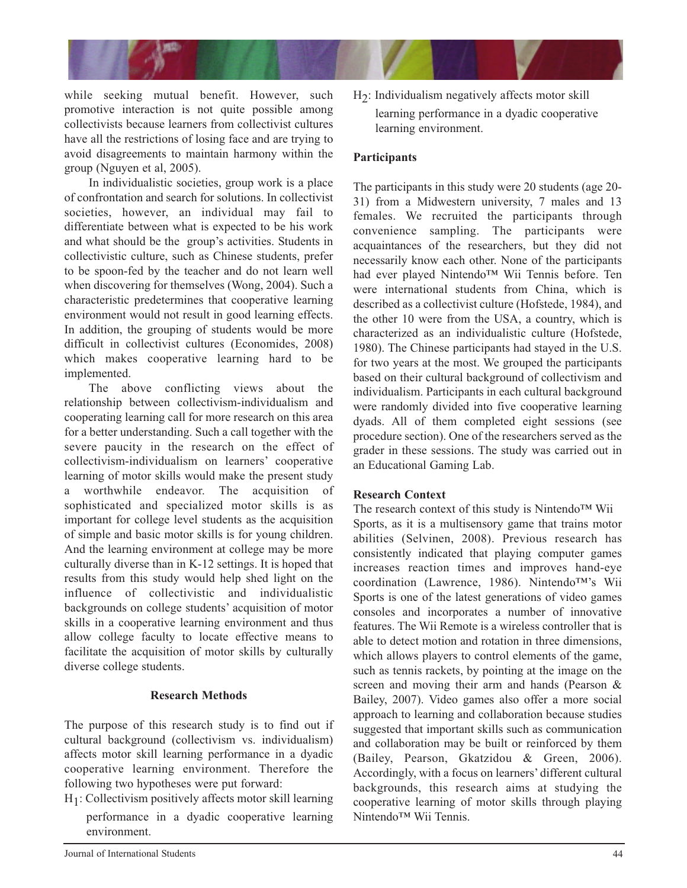while seeking mutual benefit. However, such promotive interaction is not quite possible among collectivists because learners from collectivist cultures have all the restrictions of losing face and are trying to avoid disagreements to maintain harmony within the group (Nguyen et al, 2005).

In individualistic societies, group work is a place of confrontation and search for solutions. In collectivist societies, however, an individual may fail to differentiate between what is expected to be his work and what should be the group's activities. Students in collectivistic culture, such as Chinese students, prefer to be spoon-fed by the teacher and do not learn well when discovering for themselves (Wong, 2004). Such a characteristic predetermines that cooperative learning environment would not result in good learning effects. In addition, the grouping of students would be more difficult in collectivist cultures (Economides, 2008) which makes cooperative learning hard to be implemented.

The above conflicting views about the relationship between collectivism-individualism and cooperating learning call for more research on this area for a better understanding. Such a call together with the severe paucity in the research on the effect of collectivism-individualism on learners' cooperative learning of motor skills would make the present study a worthwhile endeavor. The acquisition of sophisticated and specialized motor skills is as important for college level students as the acquisition of simple and basic motor skills is for young children. And the learning environment at college may be more culturally diverse than in K-12 settings. It is hoped that results from this study would help shed light on the influence of collectivistic and individualistic backgrounds on college students' acquisition of motor skills in a cooperative learning environment and thus allow college faculty to locate effective means to facilitate the acquisition of motor skills by culturally diverse college students.

## Research Methods

The purpose of this research study is to find out if cultural background (collectivism vs. individualism) affects motor skill learning performance in a dyadic cooperative learning environment. Therefore the following two hypotheses were put forward:

$H_1$: Collectivism positively affects motor skill learning performance in a dyadic cooperative learning environment.

$H_2$: Individualism negatively affects motor skill learning performance in a dyadic cooperative learning environment.

### Participants

The participants in this study were 20 students (age 20-31) from a Midwestern university, 7 males and 13 females. We recruited the participants through convenience sampling. The participants were acquaintances of the researchers, but they did not necessarily know each other. None of the participants had ever played Nintendo™ Wii Tennis before. Ten were international students from China, which is described as a collectivist culture (Hofstede, 1984), and the other 10 were from the USA, a country, which is characterized as an individualistic culture (Hofstede, 1980). The Chinese participants had stayed in the U.S. for two years at the most. We grouped the participants based on their cultural background of collectivism and individualism. Participants in each cultural background were randomly divided into five cooperative learning dyads. All of them completed eight sessions (see procedure section). One of the researchers served as the grader in these sessions. The study was carried out in an Educational Gaming Lab.

### Research Context

The research context of this study is Nintendo™ Wii Sports, as it is a multisensory game that trains motor abilities (Selvinen, 2008). Previous research has consistently indicated that playing computer games increases reaction times and improves hand-eye coordination (Lawrence, 1986). Nintendo™'s Wii Sports is one of the latest generations of video games consoles and incorporates a number of innovative features. The Wii Remote is a wireless controller that is able to detect motion and rotation in three dimensions, which allows players to control elements of the game, such as tennis rackets, by pointing at the image on the screen and moving their arm and hands (Pearson & Bailey, 2007). Video games also offer a more social approach to learning and collaboration because studies suggested that important skills such as communication and collaboration may be built or reinforced by them (Bailey, Pearson, Gkatzidou & Green, 2006). Accordingly, with a focus on learners' different cultural backgrounds, this research aims at studying the cooperative learning of motor skills through playing Nintendo™ Wii Tennis.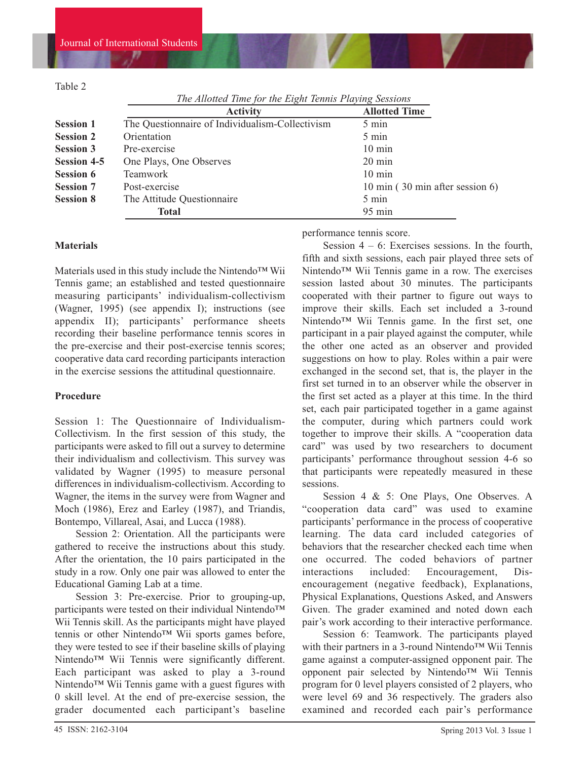Table 2

*The Allotted Time for the Eight Tennis Playing Sessions*

| | Activity | Allotted Time |
|---|---|---|
| **Session 1** | The Questionnaire of Individualism-Collectivism | 5 min |
| **Session 2** | Orientation | 5 min |
| **Session 3** | Pre-exercise | 10 min |
| **Session 4-5** | One Plays, One Observes | 20 min |
| **Session 6** | Teamwork | 10 min |
| **Session 7** | Post-exercise | 10 min ( 30 min after session 6) |
| **Session 8** | The Attitude Questionnaire | 5 min |
| | **Total** | 95 min |

**Materials**

Materials used in this study include the Nintendo™ Wii Tennis game; an established and tested questionnaire measuring participants' individualism-collectivism (Wagner, 1995) (see appendix I); instructions (see appendix II); participants' performance sheets recording their baseline performance tennis scores in the pre-exercise and their post-exercise tennis scores; cooperative data card recording participants interaction in the exercise sessions the attitudinal questionnaire.

**Procedure**

Session 1: The Questionnaire of Individualism-Collectivism. In the first session of this study, the participants were asked to fill out a survey to determine their individualism and collectivism. This survey was validated by Wagner (1995) to measure personal differences in individualism-collectivism. According to Wagner, the items in the survey were from Wagner and Moch (1986), Erez and Earley (1987), and Triandis, Bontempo, Villareal, Asai, and Lucca (1988).

Session 2: Orientation. All the participants were gathered to receive the instructions about this study. After the orientation, the 10 pairs participated in the study in a row. Only one pair was allowed to enter the Educational Gaming Lab at a time.

Session 3: Pre-exercise. Prior to grouping-up, participants were tested on their individual Nintendo™ Wii Tennis skill. As the participants might have played tennis or other Nintendo™ Wii sports games before, they were tested to see if their baseline skills of playing Nintendo™ Wii Tennis were significantly different. Each participant was asked to play a 3-round Nintendo™ Wii Tennis game with a guest figures with 0 skill level. At the end of pre-exercise session, the grader documented each participant's baseline performance tennis score.

Session 4 – 6: Exercises sessions. In the fourth, fifth and sixth sessions, each pair played three sets of Nintendo™ Wii Tennis game in a row. The exercises session lasted about 30 minutes. The participants cooperated with their partner to figure out ways to improve their skills. Each set included a 3-round Nintendo™ Wii Tennis game. In the first set, one participant in a pair played against the computer, while the other one acted as an observer and provided suggestions on how to play. Roles within a pair were exchanged in the second set, that is, the player in the first set turned in to an observer while the observer in the first set acted as a player at this time. In the third set, each pair participated together in a game against the computer, during which partners could work together to improve their skills. A "cooperation data card" was used by two researchers to document participants' performance throughout session 4-6 so that participants were repeatedly measured in these sessions.

Session 4 & 5: One Plays, One Observes. A "cooperation data card" was used to examine participants' performance in the process of cooperative learning. The data card included categories of behaviors that the researcher checked each time when one occurred. The coded behaviors of partner interactions included: Encouragement, Dis-encouragement (negative feedback), Explanations, Physical Explanations, Questions Asked, and Answers Given. The grader examined and noted down each pair's work according to their interactive performance.

Session 6: Teamwork. The participants played with their partners in a 3-round Nintendo™ Wii Tennis game against a computer-assigned opponent pair. The opponent pair selected by Nintendo™ Wii Tennis program for 0 level players consisted of 2 players, who were level 69 and 36 respectively. The graders also examined and recorded each pair's performance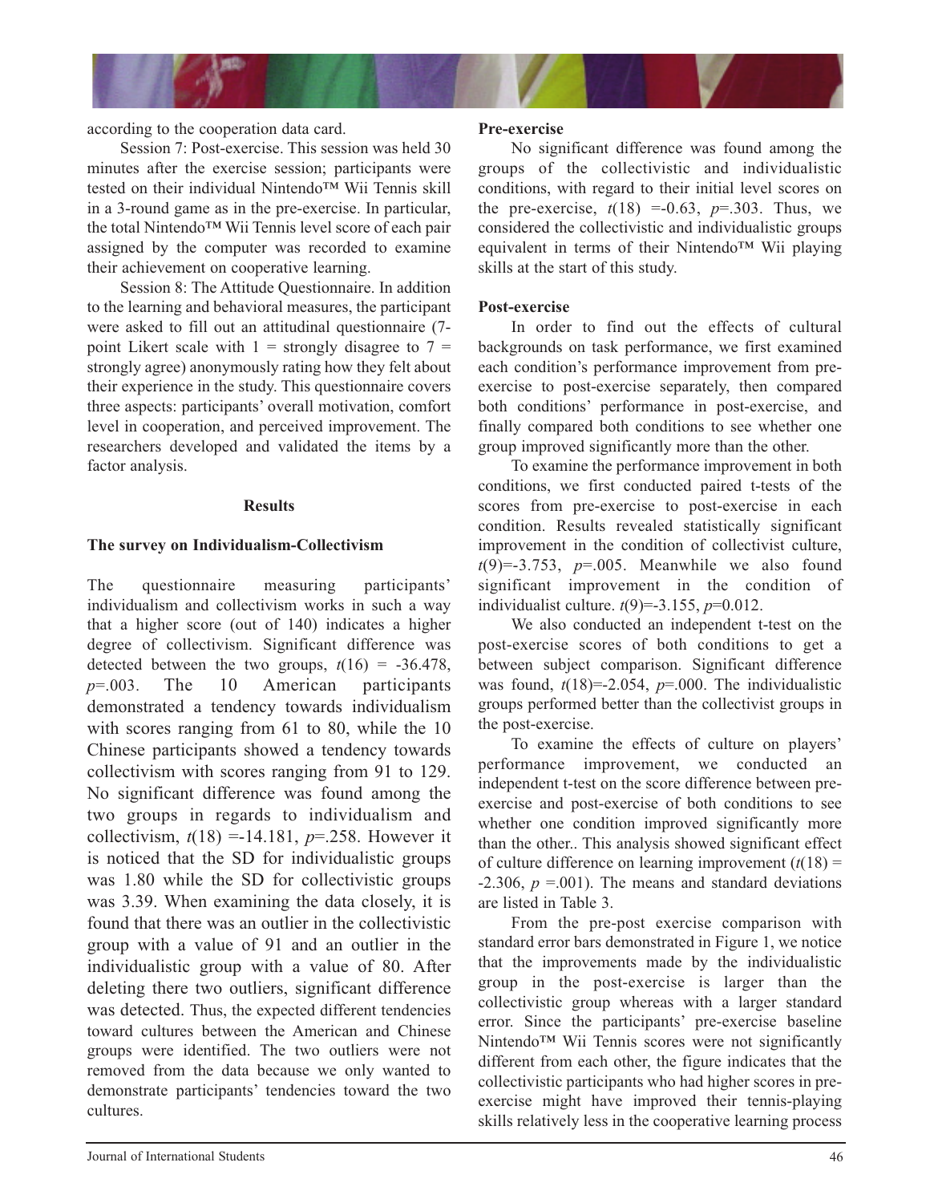according to the cooperation data card.

Session 7: Post-exercise. This session was held 30 minutes after the exercise session; participants were tested on their individual Nintendo™ Wii Tennis skill in a 3-round game as in the pre-exercise. In particular, the total Nintendo™ Wii Tennis level score of each pair assigned by the computer was recorded to examine their achievement on cooperative learning.

Session 8: The Attitude Questionnaire. In addition to the learning and behavioral measures, the participant were asked to fill out an attitudinal questionnaire (7-point Likert scale with 1 = strongly disagree to 7 = strongly agree) anonymously rating how they felt about their experience in the study. This questionnaire covers three aspects: participants' overall motivation, comfort level in cooperation, and perceived improvement. The researchers developed and validated the items by a factor analysis.

## Results

### The survey on Individualism-Collectivism

The questionnaire measuring participants' individualism and collectivism works in such a way that a higher score (out of 140) indicates a higher degree of collectivism. Significant difference was detected between the two groups, $t(16) = -36.478$, $p=.003$. The 10 American participants demonstrated a tendency towards individualism with scores ranging from 61 to 80, while the 10 Chinese participants showed a tendency towards collectivism with scores ranging from 91 to 129. No significant difference was found among the two groups in regards to individualism and collectivism, $t(18) = -14.181$, $p=.258$. However it is noticed that the SD for individualistic groups was 1.80 while the SD for collectivistic groups was 3.39. When examining the data closely, it is found that there was an outlier in the collectivistic group with a value of 91 and an outlier in the individualistic group with a value of 80. After deleting there two outliers, significant difference was detected. Thus, the expected different tendencies toward cultures between the American and Chinese groups were identified. The two outliers were not removed from the data because we only wanted to demonstrate participants' tendencies toward the two cultures.

### Pre-exercise

No significant difference was found among the groups of the collectivistic and individualistic conditions, with regard to their initial level scores on the pre-exercise, $t(18) = -0.63$, $p=.303$. Thus, we considered the collectivistic and individualistic groups equivalent in terms of their Nintendo™ Wii playing skills at the start of this study.

### Post-exercise

In order to find out the effects of cultural backgrounds on task performance, we first examined each condition's performance improvement from pre-exercise to post-exercise separately, then compared both conditions' performance in post-exercise, and finally compared both conditions to see whether one group improved significantly more than the other.

To examine the performance improvement in both conditions, we first conducted paired t-tests of the scores from pre-exercise to post-exercise in each condition. Results revealed statistically significant improvement in the condition of collectivist culture, $t(9)=-3.753$, $p=.005$. Meanwhile we also found significant improvement in the condition of individualist culture. $t(9)=-3.155$, $p=0.012$.

We also conducted an independent t-test on the post-exercise scores of both conditions to get a between subject comparison. Significant difference was found, $t(18)=-2.054$, $p=.000$. The individualistic groups performed better than the collectivist groups in the post-exercise.

To examine the effects of culture on players' performance improvement, we conducted an independent t-test on the score difference between pre-exercise and post-exercise of both conditions to see whether one condition improved significantly more than the other.. This analysis showed significant effect of culture difference on learning improvement ($t(18) = -2.306$, $p = .001$). The means and standard deviations are listed in Table 3.

From the pre-post exercise comparison with standard error bars demonstrated in Figure 1, we notice that the improvements made by the individualistic group in the post-exercise is larger than the collectivistic group whereas with a larger standard error. Since the participants' pre-exercise baseline Nintendo™ Wii Tennis scores were not significantly different from each other, the figure indicates that the collectivistic participants who had higher scores in pre-exercise might have improved their tennis-playing skills relatively less in the cooperative learning process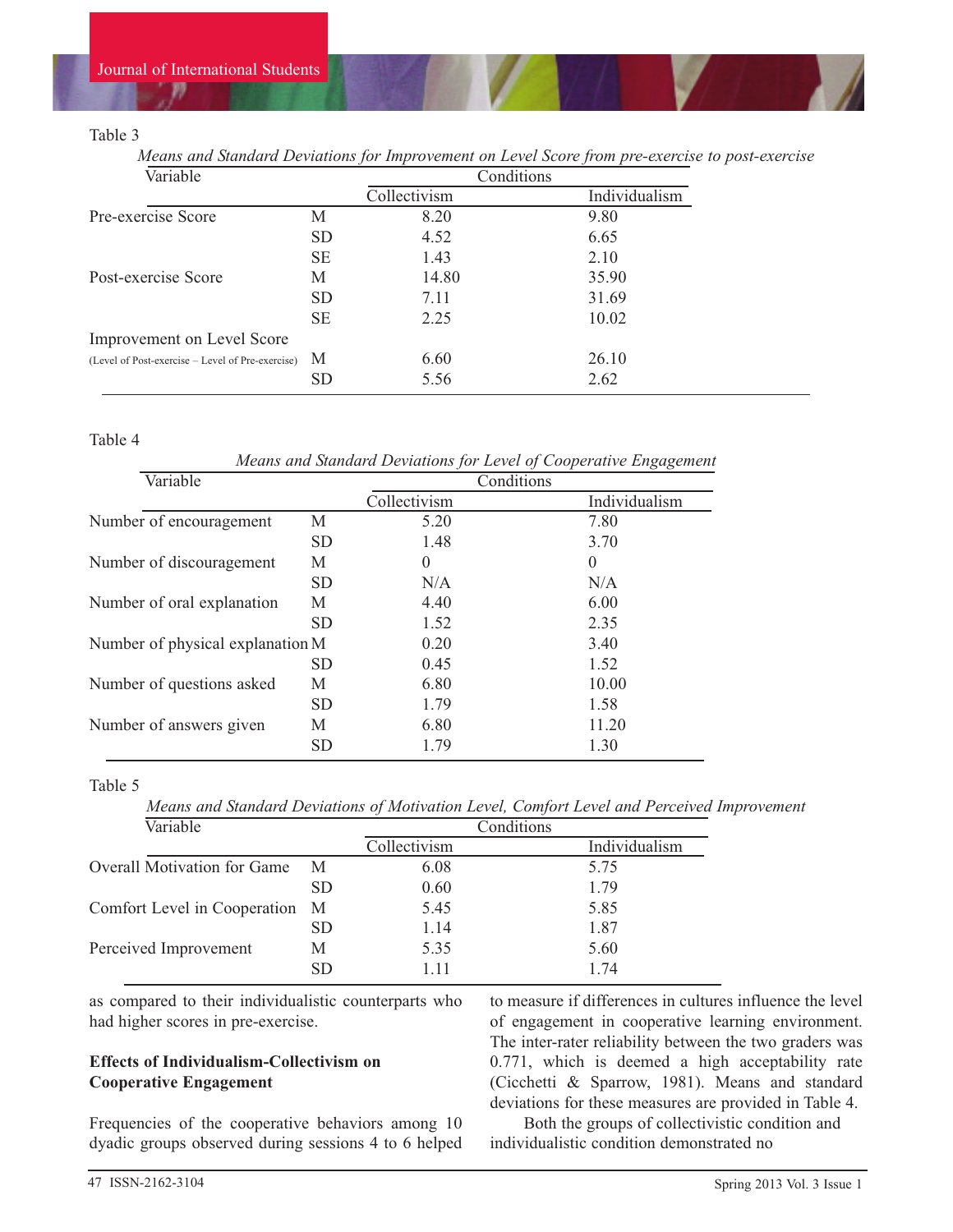Table 3

*Means and Standard Deviations for Improvement on Level Score from pre-exercise to post-exercise*

| Variable | | Conditions | |
|---|---|---|---|
| | | Collectivism | Individualism |
| Pre-exercise Score | M | 8.20 | 9.80 |
| | SD | 4.52 | 6.65 |
| | SE | 1.43 | 2.10 |
| Post-exercise Score | M | 14.80 | 35.90 |
| | SD | 7.11 | 31.69 |
| | SE | 2.25 | 10.02 |
| Improvement on Level Score | | | |
| (Level of Post-exercise – Level of Pre-exercise) | M | 6.60 | 26.10 |
| | SD | 5.56 | 2.62 |

Table 4

*Means and Standard Deviations for Level of Cooperative Engagement*

| Variable | | Conditions | |
|---|---|---|---|
| | | Collectivism | Individualism |
| Number of encouragement | M | 5.20 | 7.80 |
| | SD | 1.48 | 3.70 |
| Number of discouragement | M | 0 | 0 |
| | SD | N/A | N/A |
| Number of oral explanation | M | 4.40 | 6.00 |
| | SD | 1.52 | 2.35 |
| Number of physical explanation | M | 0.20 | 3.40 |
| | SD | 0.45 | 1.52 |
| Number of questions asked | M | 6.80 | 10.00 |
| | SD | 1.79 | 1.58 |
| Number of answers given | M | 6.80 | 11.20 |
| | SD | 1.79 | 1.30 |

Table 5

*Means and Standard Deviations of Motivation Level, Comfort Level and Perceived Improvement*

| Variable | | Conditions | |
|---|---|---|---|
| | | Collectivism | Individualism |
| Overall Motivation for Game | M | 6.08 | 5.75 |
| | SD | 0.60 | 1.79 |
| Comfort Level in Cooperation | M | 5.45 | 5.85 |
| | SD | 1.14 | 1.87 |
| Perceived Improvement | M | 5.35 | 5.60 |
| | SD | 1.11 | 1.74 |

as compared to their individualistic counterparts who had higher scores in pre-exercise.

**Effects of Individualism-Collectivism on Cooperative Engagement**

Frequencies of the cooperative behaviors among 10 dyadic groups observed during sessions 4 to 6 helped to measure if differences in cultures influence the level of engagement in cooperative learning environment. The inter-rater reliability between the two graders was 0.771, which is deemed a high acceptability rate (Cicchetti & Sparrow, 1981). Means and standard deviations for these measures are provided in Table 4.

Both the groups of collectivistic condition and individualistic condition demonstrated no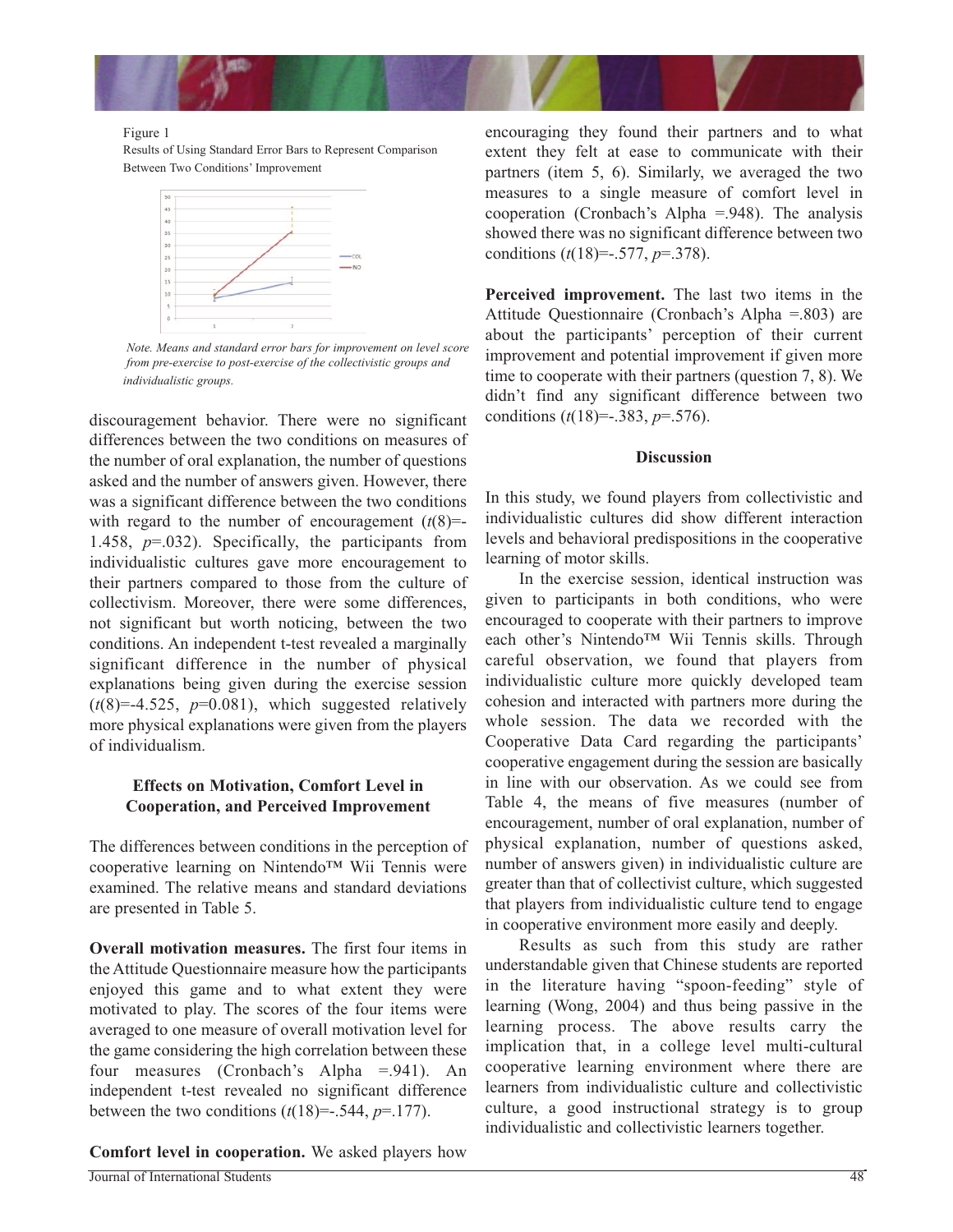Figure 1

Results of Using Standard Error Bars to Represent Comparison Between Two Conditions' Improvement

*Note.* *Means and standard error bars for improvement on level score from pre-exercise to post-exercise of the collectivistic groups and individualistic groups.*

discouragement behavior. There were no significant differences between the two conditions on measures of the number of oral explanation, the number of questions asked and the number of answers given. However, there was a significant difference between the two conditions with regard to the number of encouragement ($t(8)=-1.458$, $p=.032$). Specifically, the participants from individualistic cultures gave more encouragement to their partners compared to those from the culture of collectivism. Moreover, there were some differences, not significant but worth noticing, between the two conditions. An independent t-test revealed a marginally significant difference in the number of physical explanations being given during the exercise session ($t(8)=-4.525$, $p=0.081$), which suggested relatively more physical explanations were given from the players of individualism.

### Effects on Motivation, Comfort Level in Cooperation, and Perceived Improvement

The differences between conditions in the perception of cooperative learning on Nintendo™ Wii Tennis were examined. The relative means and standard deviations are presented in Table 5.

**Overall motivation measures.** The first four items in the Attitude Questionnaire measure how the participants enjoyed this game and to what extent they were motivated to play. The scores of the four items were averaged to one measure of overall motivation level for the game considering the high correlation between these four measures (Cronbach's Alpha =.941). An independent t-test revealed no significant difference between the two conditions ($t(18)=-.544$, $p=.177$).

**Comfort level in cooperation.** We asked players how encouraging they found their partners and to what extent they felt at ease to communicate with their partners (item 5, 6). Similarly, we averaged the two measures to a single measure of comfort level in cooperation (Cronbach's Alpha =.948). The analysis showed there was no significant difference between two conditions ($t(18)=-.577$, $p=.378$).

**Perceived improvement.** The last two items in the Attitude Questionnaire (Cronbach's Alpha =.803) are about the participants' perception of their current improvement and potential improvement if given more time to cooperate with their partners (question 7, 8). We didn't find any significant difference between two conditions ($t(18)=-.383$, $p=.576$).

## Discussion

In this study, we found players from collectivistic and individualistic cultures did show different interaction levels and behavioral predispositions in the cooperative learning of motor skills.

In the exercise session, identical instruction was given to participants in both conditions, who were encouraged to cooperate with their partners to improve each other's Nintendo™ Wii Tennis skills. Through careful observation, we found that players from individualistic culture more quickly developed team cohesion and interacted with partners more during the whole session. The data we recorded with the Cooperative Data Card regarding the participants' cooperative engagement during the session are basically in line with our observation. As we could see from Table 4, the means of five measures (number of encouragement, number of oral explanation, number of physical explanation, number of questions asked, number of answers given) in individualistic culture are greater than that of collectivist culture, which suggested that players from individualistic culture tend to engage in cooperative environment more easily and deeply.

Results as such from this study are rather understandable given that Chinese students are reported in the literature having "spoon-feeding" style of learning (Wong, 2004) and thus being passive in the learning process. The above results carry the implication that, in a college level multi-cultural cooperative learning environment where there are learners from individualistic culture and collectivistic culture, a good instructional strategy is to group individualistic and collectivistic learners together.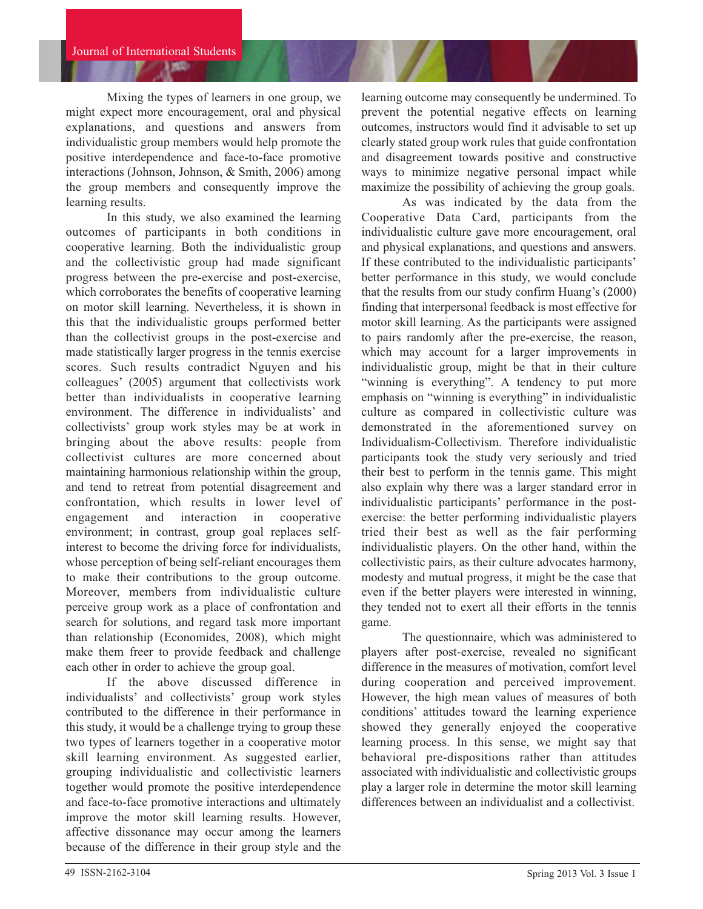Mixing the types of learners in one group, we might expect more encouragement, oral and physical explanations, and questions and answers from individualistic group members would help promote the positive interdependence and face-to-face promotive interactions (Johnson, Johnson, & Smith, 2006) among the group members and consequently improve the learning results.

In this study, we also examined the learning outcomes of participants in both conditions in cooperative learning. Both the individualistic group and the collectivistic group had made significant progress between the pre-exercise and post-exercise, which corroborates the benefits of cooperative learning on motor skill learning. Nevertheless, it is shown in this that the individualistic groups performed better than the collectivist groups in the post-exercise and made statistically larger progress in the tennis exercise scores. Such results contradict Nguyen and his colleagues' (2005) argument that collectivists work better than individualists in cooperative learning environment. The difference in individualists' and collectivists' group work styles may be at work in bringing about the above results: people from collectivist cultures are more concerned about maintaining harmonious relationship within the group, and tend to retreat from potential disagreement and confrontation, which results in lower level of engagement and interaction in cooperative environment; in contrast, group goal replaces self-interest to become the driving force for individualists, whose perception of being self-reliant encourages them to make their contributions to the group outcome. Moreover, members from individualistic culture perceive group work as a place of confrontation and search for solutions, and regard task more important than relationship (Economides, 2008), which might make them freer to provide feedback and challenge each other in order to achieve the group goal.

If the above discussed difference in individualists' and collectivists' group work styles contributed to the difference in their performance in this study, it would be a challenge trying to group these two types of learners together in a cooperative motor skill learning environment. As suggested earlier, grouping individualistic and collectivistic learners together would promote the positive interdependence and face-to-face promotive interactions and ultimately improve the motor skill learning results. However, affective dissonance may occur among the learners because of the difference in their group style and the learning outcome may consequently be undermined. To prevent the potential negative effects on learning outcomes, instructors would find it advisable to set up clearly stated group work rules that guide confrontation and disagreement towards positive and constructive ways to minimize negative personal impact while maximize the possibility of achieving the group goals.

As was indicated by the data from the Cooperative Data Card, participants from the individualistic culture gave more encouragement, oral and physical explanations, and questions and answers. If these contributed to the individualistic participants' better performance in this study, we would conclude that the results from our study confirm Huang's (2000) finding that interpersonal feedback is most effective for motor skill learning. As the participants were assigned to pairs randomly after the pre-exercise, the reason, which may account for a larger improvements in individualistic group, might be that in their culture "winning is everything". A tendency to put more emphasis on "winning is everything" in individualistic culture as compared in collectivistic culture was demonstrated in the aforementioned survey on Individualism-Collectivism. Therefore individualistic participants took the study very seriously and tried their best to perform in the tennis game. This might also explain why there was a larger standard error in individualistic participants' performance in the post-exercise: the better performing individualistic players tried their best as well as the fair performing individualistic players. On the other hand, within the collectivistic pairs, as their culture advocates harmony, modesty and mutual progress, it might be the case that even if the better players were interested in winning, they tended not to exert all their efforts in the tennis game.

The questionnaire, which was administered to players after post-exercise, revealed no significant difference in the measures of motivation, comfort level during cooperation and perceived improvement. However, the high mean values of measures of both conditions' attitudes toward the learning experience showed they generally enjoyed the cooperative learning process. In this sense, we might say that behavioral pre-dispositions rather than attitudes associated with individualistic and collectivistic groups play a larger role in determine the motor skill learning differences between an individualist and a collectivist.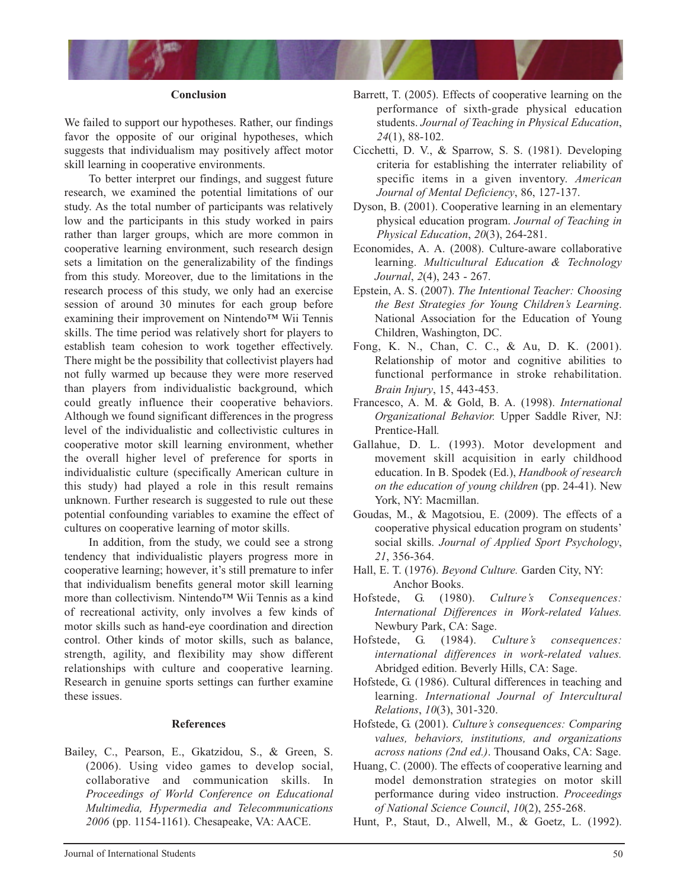## Conclusion

We failed to support our hypotheses. Rather, our findings favor the opposite of our original hypotheses, which suggests that individualism may positively affect motor skill learning in cooperative environments.

To better interpret our findings, and suggest future research, we examined the potential limitations of our study. As the total number of participants was relatively low and the participants in this study worked in pairs rather than larger groups, which are more common in cooperative learning environment, such research design sets a limitation on the generalizability of the findings from this study. Moreover, due to the limitations in the research process of this study, we only had an exercise session of around 30 minutes for each group before examining their improvement on Nintendo™ Wii Tennis skills. The time period was relatively short for players to establish team cohesion to work together effectively. There might be the possibility that collectivist players had not fully warmed up because they were more reserved than players from individualistic background, which could greatly influence their cooperative behaviors. Although we found significant differences in the progress level of the individualistic and collectivistic cultures in cooperative motor skill learning environment, whether the overall higher level of preference for sports in individualistic culture (specifically American culture in this study) had played a role in this result remains unknown. Further research is suggested to rule out these potential confounding variables to examine the effect of cultures on cooperative learning of motor skills.

In addition, from the study, we could see a strong tendency that individualistic players progress more in cooperative learning; however, it's still premature to infer that individualism benefits general motor skill learning more than collectivism. Nintendo™ Wii Tennis as a kind of recreational activity, only involves a few kinds of motor skills such as hand-eye coordination and direction control. Other kinds of motor skills, such as balance, strength, agility, and flexibility may show different relationships with culture and cooperative learning. Research in genuine sports settings can further examine these issues.

## References

Bailey, C., Pearson, E., Gkatzidou, S., & Green, S. (2006). Using video games to develop social, collaborative and communication skills. In *Proceedings of World Conference on Educational Multimedia, Hypermedia and Telecommunications 2006* (pp. 1154-1161). Chesapeake, VA: AACE.

Barrett, T. (2005). Effects of cooperative learning on the performance of sixth-grade physical education students. *Journal of Teaching in Physical Education*, *24*(1), 88-102.

Cicchetti, D. V., & Sparrow, S. S. (1981). Developing criteria for establishing the interrater reliability of specific items in a given inventory. *American Journal of Mental Deficiency*, 86, 127-137.

Dyson, B. (2001). Cooperative learning in an elementary physical education program. *Journal of Teaching in Physical Education*, *20*(3), 264-281.

Economides, A. A. (2008). Culture-aware collaborative learning. *Multicultural Education & Technology Journal*, *2*(4), 243 - 267.

Epstein, A. S. (2007). *The Intentional Teacher: Choosing the Best Strategies for Young Children's Learning*. National Association for the Education of Young Children, Washington, DC.

Fong, K. N., Chan, C. C., & Au, D. K. (2001). Relationship of motor and cognitive abilities to functional performance in stroke rehabilitation. *Brain Injury*, 15, 443-453.

Francesco, A. M. & Gold, B. A. (1998). *International Organizational Behavior.* Upper Saddle River, NJ: Prentice-Hall.

Gallahue, D. L. (1993). Motor development and movement skill acquisition in early childhood education. In B. Spodek (Ed.), *Handbook of research on the education of young children* (pp. 24-41). New York, NY: Macmillan.

Goudas, M., & Magotsiou, E. (2009). The effects of a cooperative physical education program on students' social skills. *Journal of Applied Sport Psychology*, *21*, 356-364.

Hall, E. T. (1976). *Beyond Culture.* Garden City, NY: Anchor Books.

Hofstede, G. (1980). *Culture's Consequences: International Differences in Work-related Values.* Newbury Park, CA: Sage.

Hofstede, G. (1984). *Culture's consequences: international differences in work-related values.* Abridged edition. Beverly Hills, CA: Sage.

Hofstede, G. (1986). Cultural differences in teaching and learning. *International Journal of Intercultural Relations*, *10*(3), 301-320.

Hofstede, G. (2001). *Culture's consequences: Comparing values, behaviors, institutions, and organizations across nations (2nd ed.)*. Thousand Oaks, CA: Sage.

Huang, C. (2000). The effects of cooperative learning and model demonstration strategies on motor skill performance during video instruction. *Proceedings of National Science Council*, *10*(2), 255-268.

Hunt, P., Staut, D., Alwell, M., & Goetz, L. (1992).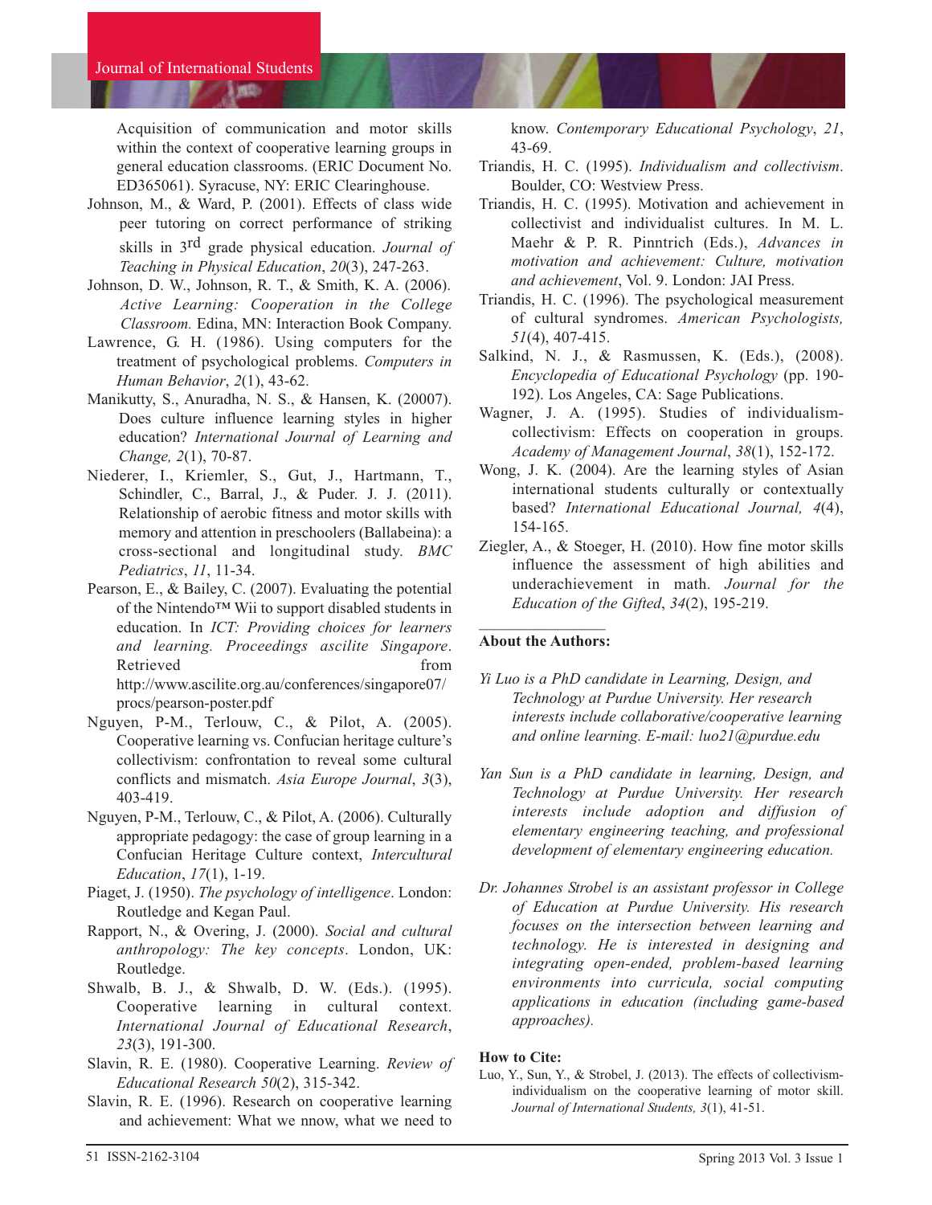Acquisition of communication and motor skills within the context of cooperative learning groups in general education classrooms. (ERIC Document No. ED365061). Syracuse, NY: ERIC Clearinghouse.

Johnson, M., & Ward, P. (2001). Effects of class wide peer tutoring on correct performance of striking skills in 3rd grade physical education. *Journal of Teaching in Physical Education*, *20*(3), 247-263.

Johnson, D. W., Johnson, R. T., & Smith, K. A. (2006). *Active Learning: Cooperation in the College Classroom.* Edina, MN: Interaction Book Company.

Lawrence, G. H. (1986). Using computers for the treatment of psychological problems. *Computers in Human Behavior*, *2*(1), 43-62.

Manikutty, S., Anuradha, N. S., & Hansen, K. (20007). Does culture influence learning styles in higher education? *International Journal of Learning and Change, 2*(1), 70-87.

Niederer, I., Kriemler, S., Gut, J., Hartmann, T., Schindler, C., Barral, J., & Puder. J. J. (2011). Relationship of aerobic fitness and motor skills with memory and attention in preschoolers (Ballabeina): a cross-sectional and longitudinal study. *BMC Pediatrics*, *11*, 11-34.

Pearson, E., & Bailey, C. (2007). Evaluating the potential of the Nintendo™ Wii to support disabled students in education. In *ICT: Providing choices for learners and learning. Proceedings ascilite Singapore*. Retrieved from http://www.ascilite.org.au/conferences/singapore07/procs/pearson-poster.pdf

Nguyen, P-M., Terlouw, C., & Pilot, A. (2005). Cooperative learning vs. Confucian heritage culture's collectivism: confrontation to reveal some cultural conflicts and mismatch. *Asia Europe Journal*, *3*(3), 403-419.

Nguyen, P-M., Terlouw, C., & Pilot, A. (2006). Culturally appropriate pedagogy: the case of group learning in a Confucian Heritage Culture context, *Intercultural Education*, *17*(1), 1-19.

Piaget, J. (1950). *The psychology of intelligence*. London: Routledge and Kegan Paul.

Rapport, N., & Overing, J. (2000). *Social and cultural anthropology: The key concepts*. London, UK: Routledge.

Shwalb, B. J., & Shwalb, D. W. (Eds.). (1995). Cooperative learning in cultural context. *International Journal of Educational Research*, *23*(3), 191-300.

Slavin, R. E. (1980). Cooperative Learning. *Review of Educational Research 50*(2), 315-342.

Slavin, R. E. (1996). Research on cooperative learning and achievement: What we nnow, what we need to know. *Contemporary Educational Psychology*, *21*, 43-69.

Triandis, H. C. (1995). *Individualism and collectivism*. Boulder, CO: Westview Press.

Triandis, H. C. (1995). Motivation and achievement in collectivist and individualist cultures. In M. L. Maehr & P. R. Pinntrich (Eds.), *Advances in motivation and achievement: Culture, motivation and achievement*, Vol. 9. London: JAI Press.

Triandis, H. C. (1996). The psychological measurement of cultural syndromes. *American Psychologists, 51*(4), 407-415.

Salkind, N. J., & Rasmussen, K. (Eds.), (2008). *Encyclopedia of Educational Psychology* (pp. 190-192). Los Angeles, CA: Sage Publications.

Wagner, J. A. (1995). Studies of individualism-collectivism: Effects on cooperation in groups. *Academy of Management Journal*, *38*(1), 152-172.

Wong, J. K. (2004). Are the learning styles of Asian international students culturally or contextually based? *International Educational Journal, 4*(4), 154-165.

Ziegler, A., & Stoeger, H. (2010). How fine motor skills influence the assessment of high abilities and underachievement in math. *Journal for the Education of the Gifted*, *34*(2), 195-219.

---

**About the Authors:**

*Yi Luo is a PhD candidate in Learning, Design, and Technology at Purdue University. Her research interests include collaborative/cooperative learning and online learning. E-mail: luo21@purdue.edu*

*Yan Sun is a PhD candidate in learning, Design, and Technology at Purdue University. Her research interests include adoption and diffusion of elementary engineering teaching, and professional development of elementary engineering education.*

*Dr. Johannes Strobel is an assistant professor in College of Education at Purdue University. His research focuses on the intersection between learning and technology. He is interested in designing and integrating open-ended, problem-based learning environments into curricula, social computing applications in education (including game-based approaches).*

**How to Cite:**

Luo, Y., Sun, Y., & Strobel, J. (2013). The effects of collectivism-individualism on the cooperative learning of motor skill. *Journal of International Students, 3*(1), 41-51.